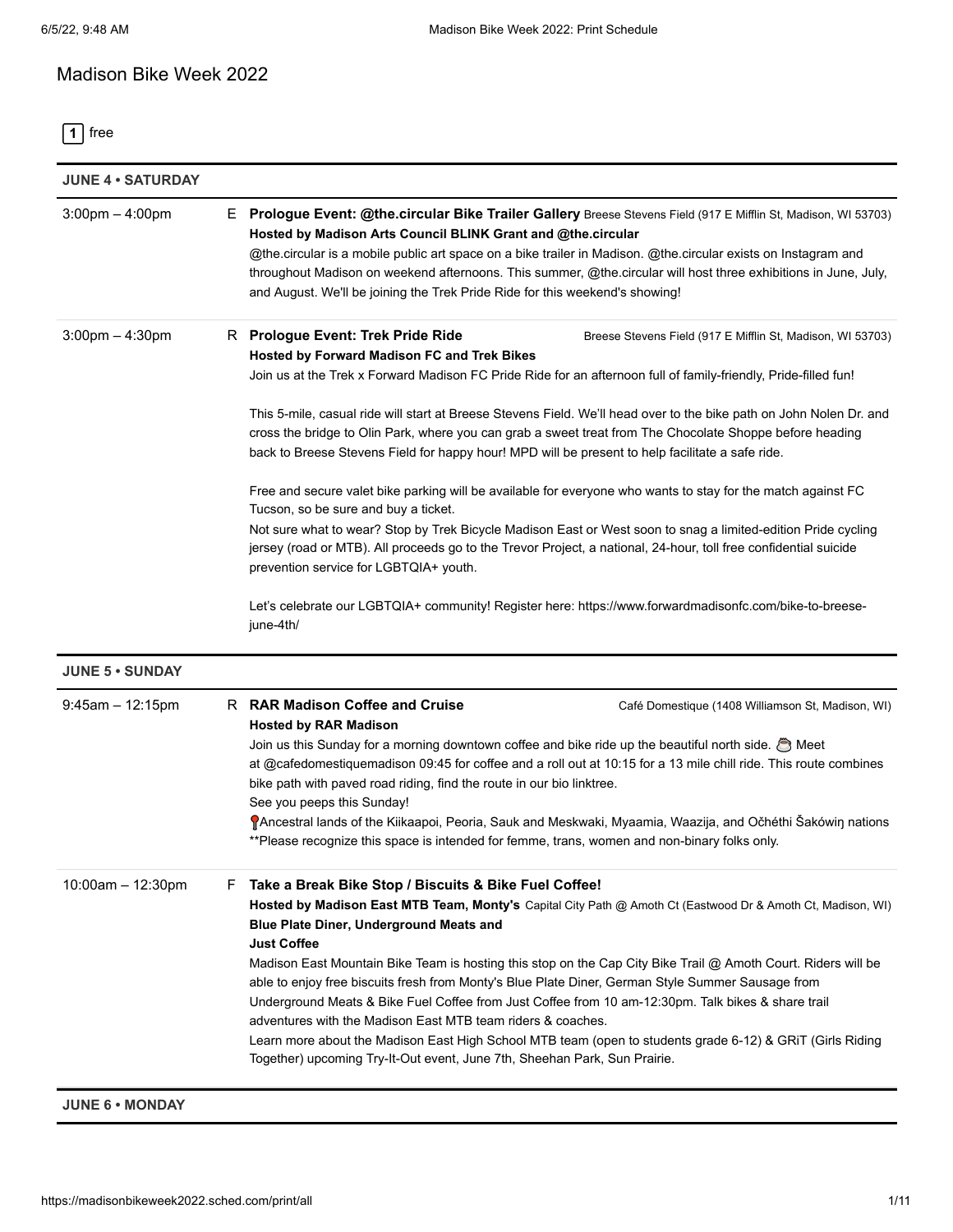# Madison Bike Week 2022

**1** free

## JUNE 4 • SATURDAY

**3:00pm – 4:00pm** E **Prologue Event: @the.circular Bike Trailer Gallery** Breese Stevens Field (917 E Mifflin St, Madison, WI 53703)
**Hosted by Madison Arts Council BLINK Grant and @the.circular**
@the.circular is a mobile public art space on a bike trailer in Madison. @the.circular exists on Instagram and throughout Madison on weekend afternoons. This summer, @the.circular will host three exhibitions in June, July, and August. We'll be joining the Trek Pride Ride for this weekend's showing!

**3:00pm – 4:30pm** R **Prologue Event: Trek Pride Ride** Breese Stevens Field (917 E Mifflin St, Madison, WI 53703)
**Hosted by Forward Madison FC and Trek Bikes**
Join us at the Trek x Forward Madison FC Pride Ride for an afternoon full of family-friendly, Pride-filled fun!

This 5-mile, casual ride will start at Breese Stevens Field. We'll head over to the bike path on John Nolen Dr. and cross the bridge to Olin Park, where you can grab a sweet treat from The Chocolate Shoppe before heading back to Breese Stevens Field for happy hour! MPD will be present to help facilitate a safe ride.

Free and secure valet bike parking will be available for everyone who wants to stay for the match against FC Tucson, so be sure and buy a ticket.
Not sure what to wear? Stop by Trek Bicycle Madison East or West soon to snag a limited-edition Pride cycling jersey (road or MTB). All proceeds go to the Trevor Project, a national, 24-hour, toll free confidential suicide prevention service for LGBTQIA+ youth.

Let's celebrate our LGBTQIA+ community! Register here: https://www.forwardmadisonfc.com/bike-to-breese-june-4th/

## JUNE 5 • SUNDAY

**9:45am – 12:15pm** R **RAR Madison Coffee and Cruise** Café Domestique (1408 Williamson St, Madison, WI)
**Hosted by RAR Madison**
Join us this Sunday for a morning downtown coffee and bike ride up the beautiful north side. ☕ Meet at @cafedomestiquemadison 09:45 for coffee and a roll out at 10:15 for a 13 mile chill ride. This route combines bike path with paved road riding, find the route in our bio linktree.
See you peeps this Sunday!
📍Ancestral lands of the Kiikaapoi, Peoria, Sauk and Meskwaki, Myaamia, Waazija, and Očhéthi Šakówiŋ nations
**Please recognize this space is intended for femme, trans, women and non-binary folks only.

**10:00am – 12:30pm** F **Take a Break Bike Stop / Biscuits & Bike Fuel Coffee!** Capital City Path @ Amoth Ct (Eastwood Dr & Amoth Ct, Madison, WI)
**Hosted by Madison East MTB Team, Monty's Blue Plate Diner, Underground Meats and Just Coffee**
Madison East Mountain Bike Team is hosting this stop on the Cap City Bike Trail @ Amoth Court. Riders will be able to enjoy free biscuits fresh from Monty's Blue Plate Diner, German Style Summer Sausage from Underground Meats & Bike Fuel Coffee from Just Coffee from 10 am-12:30pm. Talk bikes & share trail adventures with the Madison East MTB team riders & coaches.
Learn more about the Madison East High School MTB team (open to students grade 6-12) & GRiT (Girls Riding Together) upcoming Try-It-Out event, June 7th, Sheehan Park, Sun Prairie.

## JUNE 6 • MONDAY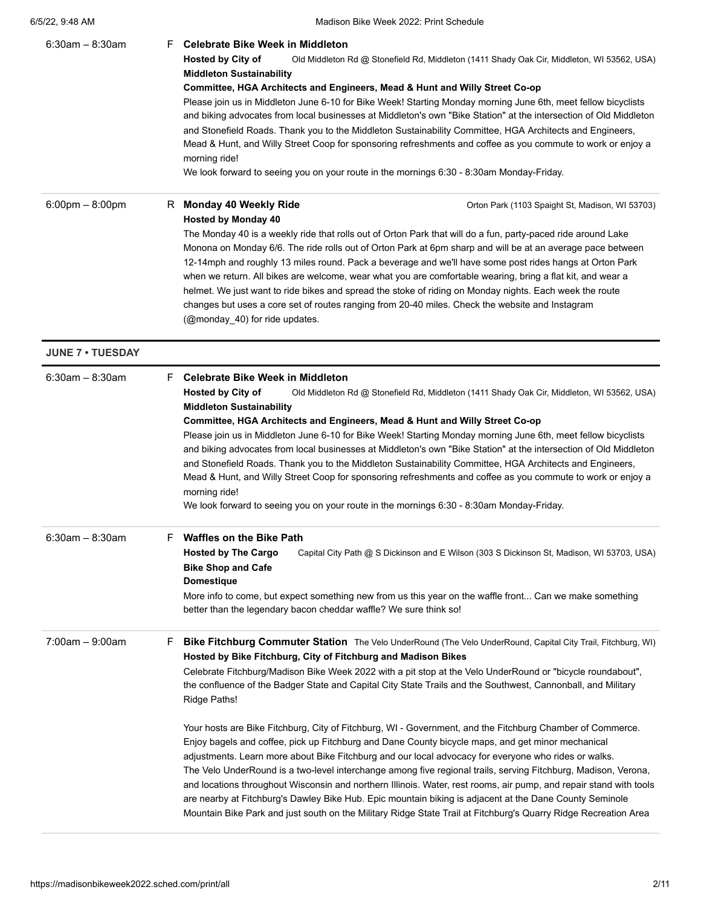6:30am – 8:30am F **Celebrate Bike Week in Middleton**

**Hosted by City of Middleton Sustainability Committee, HGA Architects and Engineers, Mead & Hunt and Willy Street Co-op**

Old Middleton Rd @ Stonefield Rd, Middleton (1411 Shady Oak Cir, Middleton, WI 53562, USA)

Please join us in Middleton June 6-10 for Bike Week! Starting Monday morning June 6th, meet fellow bicyclists and biking advocates from local businesses at Middleton's own "Bike Station" at the intersection of Old Middleton and Stonefield Roads. Thank you to the Middleton Sustainability Committee, HGA Architects and Engineers, Mead & Hunt, and Willy Street Coop for sponsoring refreshments and coffee as you commute to work or enjoy a morning ride!

We look forward to seeing you on your route in the mornings 6:30 - 8:30am Monday-Friday.

---

6:00pm – 8:00pm R **Monday 40 Weekly Ride**

**Hosted by Monday 40**

Orton Park (1103 Spaight St, Madison, WI 53703)

The Monday 40 is a weekly ride that rolls out of Orton Park that will do a fun, party-paced ride around Lake Monona on Monday 6/6. The ride rolls out of Orton Park at 6pm sharp and will be at an average pace between 12-14mph and roughly 13 miles round. Pack a beverage and we'll have some post rides hangs at Orton Park when we return. All bikes are welcome, wear what you are comfortable wearing, bring a flat kit, and wear a helmet. We just want to ride bikes and spread the stoke of riding on Monday nights. Each week the route changes but uses a core set of routes ranging from 20-40 miles. Check the website and Instagram (@monday_40) for ride updates.

## JUNE 7 • TUESDAY

6:30am – 8:30am F **Celebrate Bike Week in Middleton**

**Hosted by City of Middleton Sustainability Committee, HGA Architects and Engineers, Mead & Hunt and Willy Street Co-op**

Old Middleton Rd @ Stonefield Rd, Middleton (1411 Shady Oak Cir, Middleton, WI 53562, USA)

Please join us in Middleton June 6-10 for Bike Week! Starting Monday morning June 6th, meet fellow bicyclists and biking advocates from local businesses at Middleton's own "Bike Station" at the intersection of Old Middleton and Stonefield Roads. Thank you to the Middleton Sustainability Committee, HGA Architects and Engineers, Mead & Hunt, and Willy Street Coop for sponsoring refreshments and coffee as you commute to work or enjoy a morning ride!

We look forward to seeing you on your route in the mornings 6:30 - 8:30am Monday-Friday.

---

6:30am – 8:30am F **Waffles on the Bike Path**

**Hosted by The Cargo Bike Shop and Cafe Domestique**

Capital City Path @ S Dickinson and E Wilson (303 S Dickinson St, Madison, WI 53703, USA)

More info to come, but expect something new from us this year on the waffle front... Can we make something better than the legendary bacon cheddar waffle? We sure think so!

---

7:00am – 9:00am F **Bike Fitchburg Commuter Station**

The Velo UnderRound (The Velo UnderRound, Capital City Trail, Fitchburg, WI)

**Hosted by Bike Fitchburg, City of Fitchburg and Madison Bikes**

Celebrate Fitchburg/Madison Bike Week 2022 with a pit stop at the Velo UnderRound or "bicycle roundabout", the confluence of the Badger State and Capital City State Trails and the Southwest, Cannonball, and Military Ridge Paths!

Your hosts are Bike Fitchburg, City of Fitchburg, WI - Government, and the Fitchburg Chamber of Commerce. Enjoy bagels and coffee, pick up Fitchburg and Dane County bicycle maps, and get minor mechanical adjustments. Learn more about Bike Fitchburg and our local advocacy for everyone who rides or walks.

The Velo UnderRound is a two-level interchange among five regional trails, serving Fitchburg, Madison, Verona, and locations throughout Wisconsin and northern Illinois. Water, rest rooms, air pump, and repair stand with tools are nearby at Fitchburg's Dawley Bike Hub. Epic mountain biking is adjacent at the Dane County Seminole Mountain Bike Park and just south on the Military Ridge State Trail at Fitchburg's Quarry Ridge Recreation Area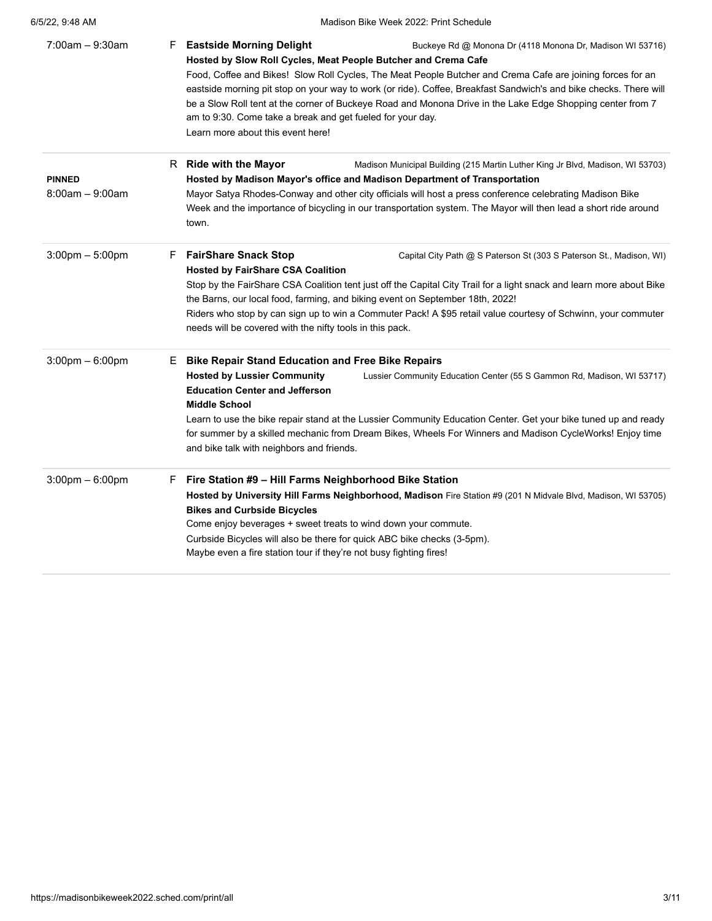7:00am – 9:30am

F **Eastside Morning Delight** — Buckeye Rd @ Monona Dr (4118 Monona Dr, Madison WI 53716)

**Hosted by Slow Roll Cycles, Meat People Butcher and Crema Cafe**

Food, Coffee and Bikes!  Slow Roll Cycles, The Meat People Butcher and Crema Cafe are joining forces for an eastside morning pit stop on your way to work (or ride). Coffee, Breakfast Sandwich's and bike checks. There will be a Slow Roll tent at the corner of Buckeye Road and Monona Drive in the Lake Edge Shopping center from 7 am to 9:30. Come take a break and get fueled for your day.

Learn more about this event here!

---

**PINNED**
8:00am – 9:00am

R **Ride with the Mayor** — Madison Municipal Building (215 Martin Luther King Jr Blvd, Madison, WI 53703)

**Hosted by Madison Mayor's office and Madison Department of Transportation**

Mayor Satya Rhodes-Conway and other city officials will host a press conference celebrating Madison Bike Week and the importance of bicycling in our transportation system. The Mayor will then lead a short ride around town.

---

3:00pm – 5:00pm

F **FairShare Snack Stop** — Capital City Path @ S Paterson St (303 S Paterson St., Madison, WI)

**Hosted by FairShare CSA Coalition**

Stop by the FairShare CSA Coalition tent just off the Capital City Trail for a light snack and learn more about Bike the Barns, our local food, farming, and biking event on September 18th, 2022!

Riders who stop by can sign up to win a Commuter Pack! A $95 retail value courtesy of Schwinn, your commuter needs will be covered with the nifty tools in this pack.

---

3:00pm – 6:00pm

E **Bike Repair Stand Education and Free Bike Repairs**

**Hosted by Lussier Community Education Center and Jefferson Middle School** — Lussier Community Education Center (55 S Gammon Rd, Madison, WI 53717)

Learn to use the bike repair stand at the Lussier Community Education Center. Get your bike tuned up and ready for summer by a skilled mechanic from Dream Bikes, Wheels For Winners and Madison CycleWorks! Enjoy time and bike talk with neighbors and friends.

---

3:00pm – 6:00pm

F **Fire Station #9 – Hill Farms Neighborhood Bike Station**

**Hosted by University Hill Farms Neighborhood, Madison Bikes and Curbside Bicycles** — Fire Station #9 (201 N Midvale Blvd, Madison, WI 53705)

Come enjoy beverages + sweet treats to wind down your commute.

Curbside Bicycles will also be there for quick ABC bike checks (3-5pm).

Maybe even a fire station tour if they're not busy fighting fires!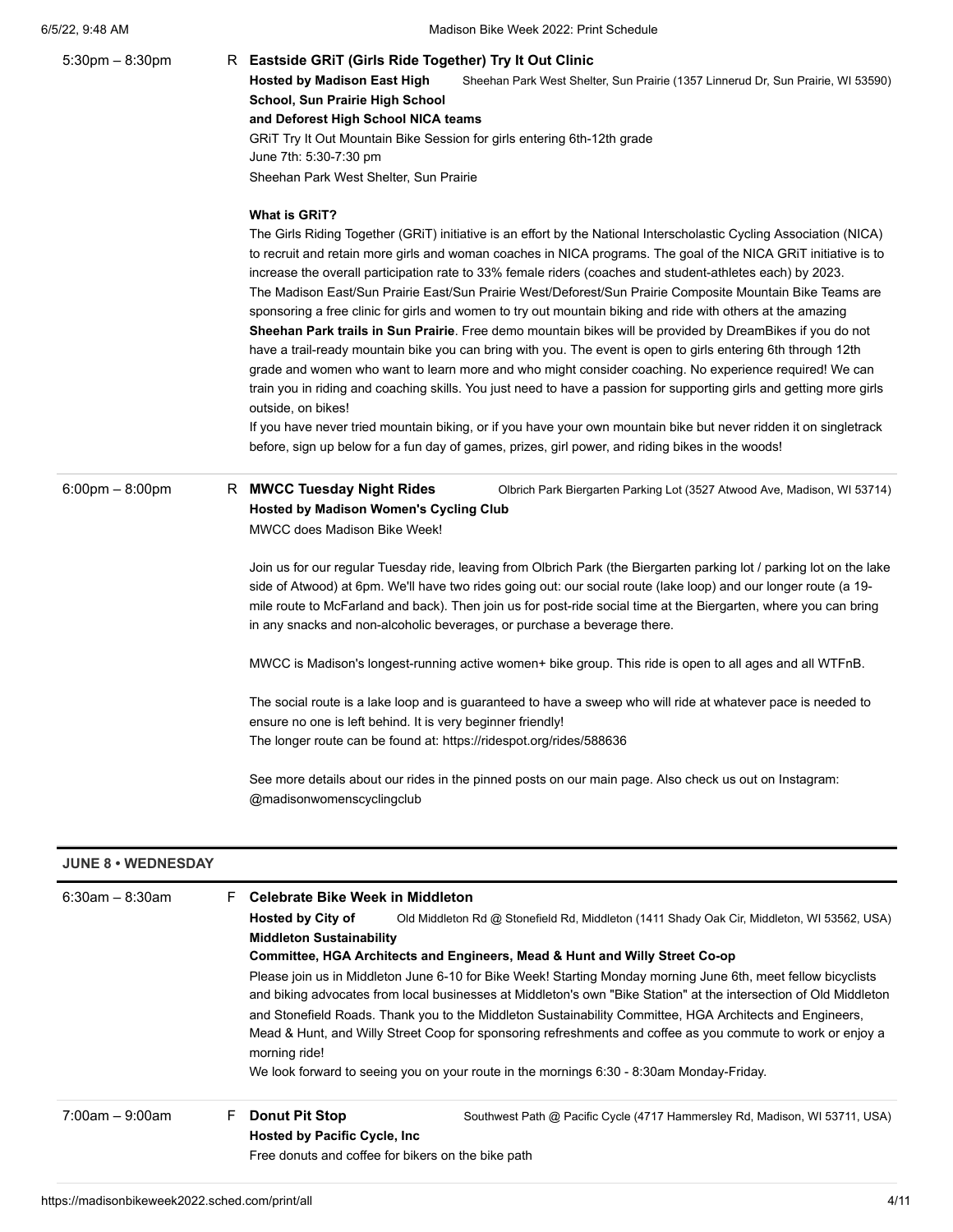5:30pm – 8:30pm R **Eastside GRiT (Girls Ride Together) Try It Out Clinic**

**Hosted by Madison East High School, Sun Prairie High School and Deforest High School NICA teams**

Sheehan Park West Shelter, Sun Prairie (1357 Linnerud Dr, Sun Prairie, WI 53590)

GRiT Try It Out Mountain Bike Session for girls entering 6th-12th grade
June 7th: 5:30-7:30 pm
Sheehan Park West Shelter, Sun Prairie

**What is GRiT?**

The Girls Riding Together (GRiT) initiative is an effort by the National Interscholastic Cycling Association (NICA) to recruit and retain more girls and woman coaches in NICA programs. The goal of the NICA GRiT initiative is to increase the overall participation rate to 33% female riders (coaches and student-athletes each) by 2023.
The Madison East/Sun Prairie East/Sun Prairie West/Deforest/Sun Prairie Composite Mountain Bike Teams are sponsoring a free clinic for girls and women to try out mountain biking and ride with others at the amazing **Sheehan Park trails in Sun Prairie**. Free demo mountain bikes will be provided by DreamBikes if you do not have a trail-ready mountain bike you can bring with you. The event is open to girls entering 6th through 12th grade and women who want to learn more and who might consider coaching. No experience required! We can train you in riding and coaching skills. You just need to have a passion for supporting girls and getting more girls outside, on bikes!
If you have never tried mountain biking, or if you have your own mountain bike but never ridden it on singletrack before, sign up below for a fun day of games, prizes, girl power, and riding bikes in the woods!

---

6:00pm – 8:00pm R **MWCC Tuesday Night Rides**

**Hosted by Madison Women's Cycling Club**

Olbrich Park Biergarten Parking Lot (3527 Atwood Ave, Madison, WI 53714)

MWCC does Madison Bike Week!

Join us for our regular Tuesday ride, leaving from Olbrich Park (the Biergarten parking lot / parking lot on the lake side of Atwood) at 6pm. We'll have two rides going out: our social route (lake loop) and our longer route (a 19-mile route to McFarland and back). Then join us for post-ride social time at the Biergarten, where you can bring in any snacks and non-alcoholic beverages, or purchase a beverage there.

MWCC is Madison's longest-running active women+ bike group. This ride is open to all ages and all WTFnB.

The social route is a lake loop and is guaranteed to have a sweep who will ride at whatever pace is needed to ensure no one is left behind. It is very beginner friendly!
The longer route can be found at: https://ridespot.org/rides/588636

See more details about our rides in the pinned posts on our main page. Also check us out on Instagram: @madisonwomenscyclingclub

---

## JUNE 8 • WEDNESDAY

6:30am – 8:30am F **Celebrate Bike Week in Middleton**

**Hosted by City of Middleton Sustainability Committee, HGA Architects and Engineers, Mead & Hunt and Willy Street Co-op**

Old Middleton Rd @ Stonefield Rd, Middleton (1411 Shady Oak Cir, Middleton, WI 53562, USA)

Please join us in Middleton June 6-10 for Bike Week! Starting Monday morning June 6th, meet fellow bicyclists and biking advocates from local businesses at Middleton's own "Bike Station" at the intersection of Old Middleton and Stonefield Roads. Thank you to the Middleton Sustainability Committee, HGA Architects and Engineers, Mead & Hunt, and Willy Street Coop for sponsoring refreshments and coffee as you commute to work or enjoy a morning ride!
We look forward to seeing you on your route in the mornings 6:30 - 8:30am Monday-Friday.

---

7:00am – 9:00am F **Donut Pit Stop**

**Hosted by Pacific Cycle, Inc**

Southwest Path @ Pacific Cycle (4717 Hammersley Rd, Madison, WI 53711, USA)

Free donuts and coffee for bikers on the bike path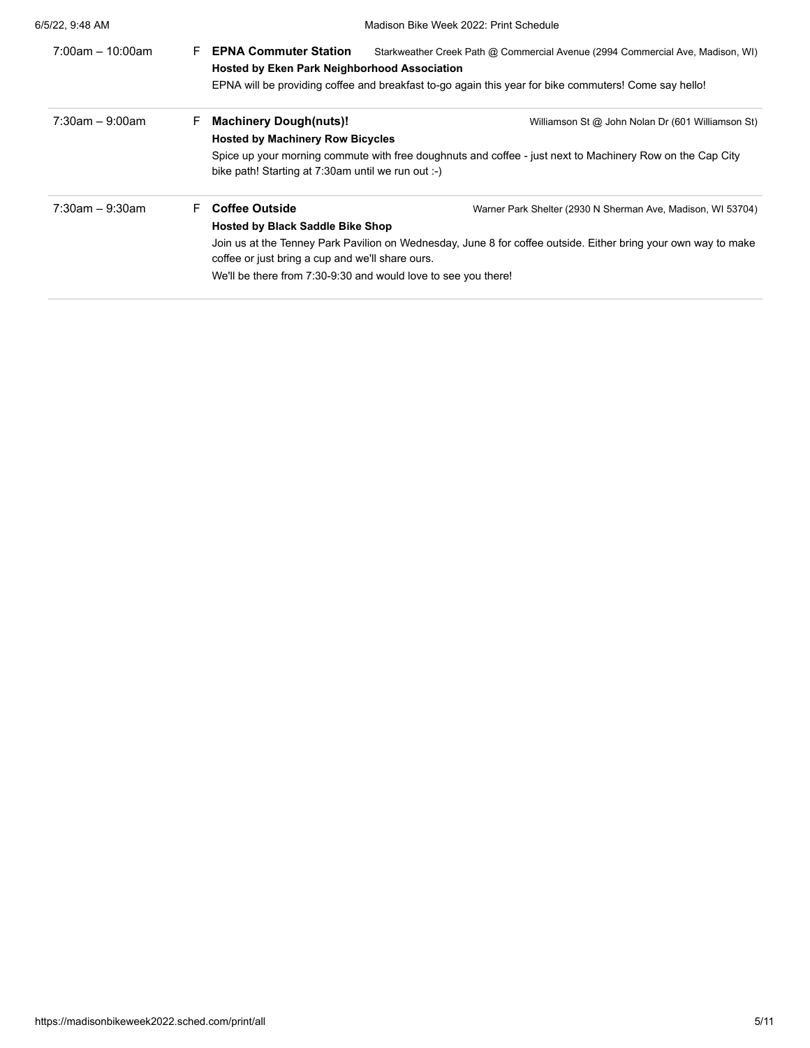7:00am – 10:00am F **EPNA Commuter Station** Starkweather Creek Path @ Commercial Avenue (2994 Commercial Ave, Madison, WI)

**Hosted by Eken Park Neighborhood Association**

EPNA will be providing coffee and breakfast to-go again this year for bike commuters! Come say hello!

---

7:30am – 9:00am F **Machinery Dough(nuts)!** Williamson St @ John Nolan Dr (601 Williamson St)

**Hosted by Machinery Row Bicycles**

Spice up your morning commute with free doughnuts and coffee - just next to Machinery Row on the Cap City bike path! Starting at 7:30am until we run out :-)

---

7:30am – 9:30am F **Coffee Outside** Warner Park Shelter (2930 N Sherman Ave, Madison, WI 53704)

**Hosted by Black Saddle Bike Shop**

Join us at the Tenney Park Pavilion on Wednesday, June 8 for coffee outside. Either bring your own way to make coffee or just bring a cup and we'll share ours.

We'll be there from 7:30-9:30 and would love to see you there!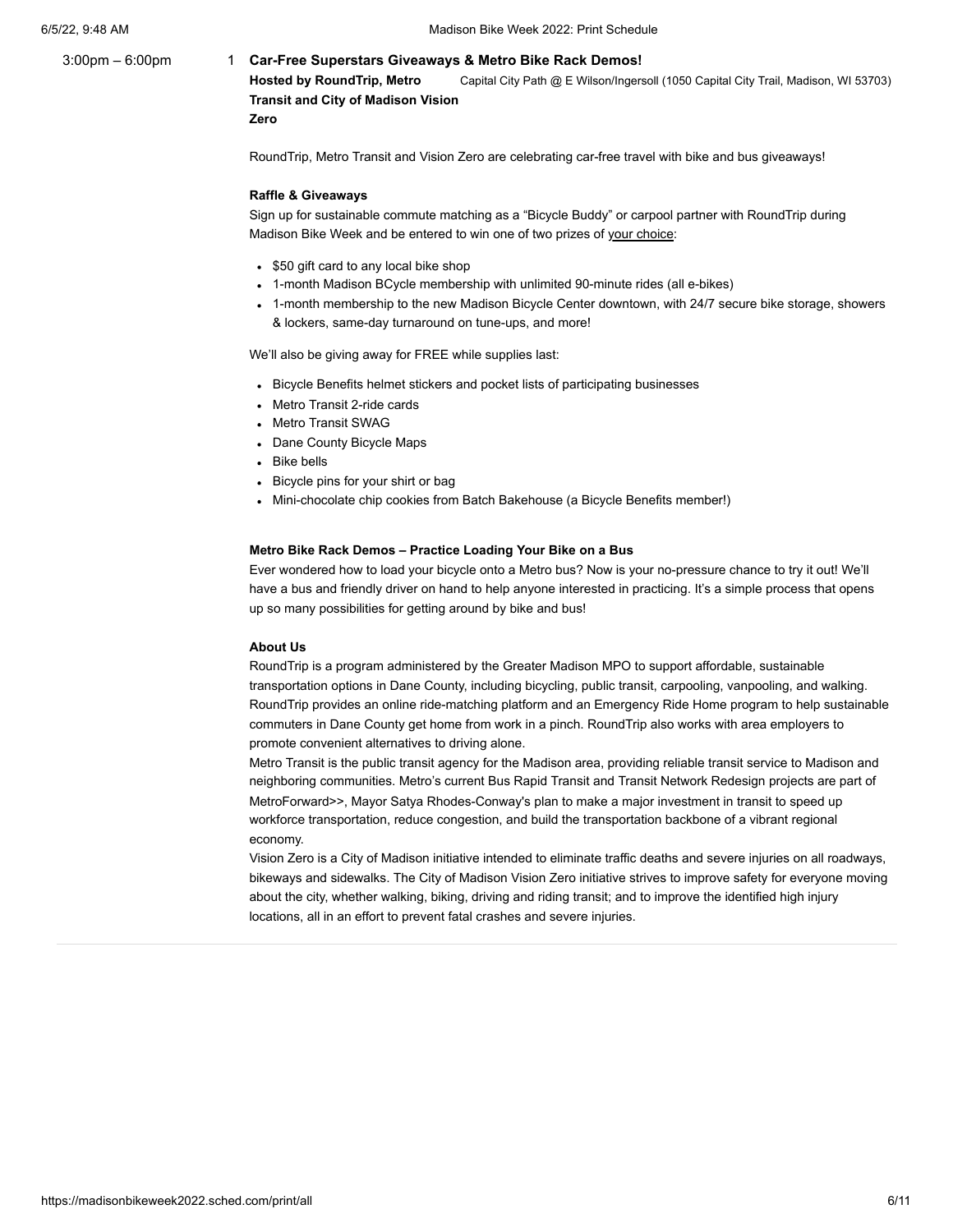3:00pm – 6:00pm 1 **Car-Free Superstars Giveaways & Metro Bike Rack Demos!**

**Hosted by RoundTrip, Metro Transit and City of Madison Vision Zero**

Capital City Path @ E Wilson/Ingersoll (1050 Capital City Trail, Madison, WI 53703)

RoundTrip, Metro Transit and Vision Zero are celebrating car-free travel with bike and bus giveaways!

**Raffle & Giveaways**

Sign up for sustainable commute matching as a "Bicycle Buddy" or carpool partner with RoundTrip during Madison Bike Week and be entered to win one of two prizes of your choice:

- $50 gift card to any local bike shop
- 1-month Madison BCycle membership with unlimited 90-minute rides (all e-bikes)
- 1-month membership to the new Madison Bicycle Center downtown, with 24/7 secure bike storage, showers & lockers, same-day turnaround on tune-ups, and more!

We'll also be giving away for FREE while supplies last:

- Bicycle Benefits helmet stickers and pocket lists of participating businesses
- Metro Transit 2-ride cards
- Metro Transit SWAG
- Dane County Bicycle Maps
- Bike bells
- Bicycle pins for your shirt or bag
- Mini-chocolate chip cookies from Batch Bakehouse (a Bicycle Benefits member!)

**Metro Bike Rack Demos – Practice Loading Your Bike on a Bus**

Ever wondered how to load your bicycle onto a Metro bus? Now is your no-pressure chance to try it out! We'll have a bus and friendly driver on hand to help anyone interested in practicing. It's a simple process that opens up so many possibilities for getting around by bike and bus!

**About Us**

RoundTrip is a program administered by the Greater Madison MPO to support affordable, sustainable transportation options in Dane County, including bicycling, public transit, carpooling, vanpooling, and walking. RoundTrip provides an online ride-matching platform and an Emergency Ride Home program to help sustainable commuters in Dane County get home from work in a pinch. RoundTrip also works with area employers to promote convenient alternatives to driving alone.

Metro Transit is the public transit agency for the Madison area, providing reliable transit service to Madison and neighboring communities. Metro's current Bus Rapid Transit and Transit Network Redesign projects are part of MetroForward>>, Mayor Satya Rhodes-Conway's plan to make a major investment in transit to speed up workforce transportation, reduce congestion, and build the transportation backbone of a vibrant regional economy.

Vision Zero is a City of Madison initiative intended to eliminate traffic deaths and severe injuries on all roadways, bikeways and sidewalks. The City of Madison Vision Zero initiative strives to improve safety for everyone moving about the city, whether walking, biking, driving and riding transit; and to improve the identified high injury locations, all in an effort to prevent fatal crashes and severe injuries.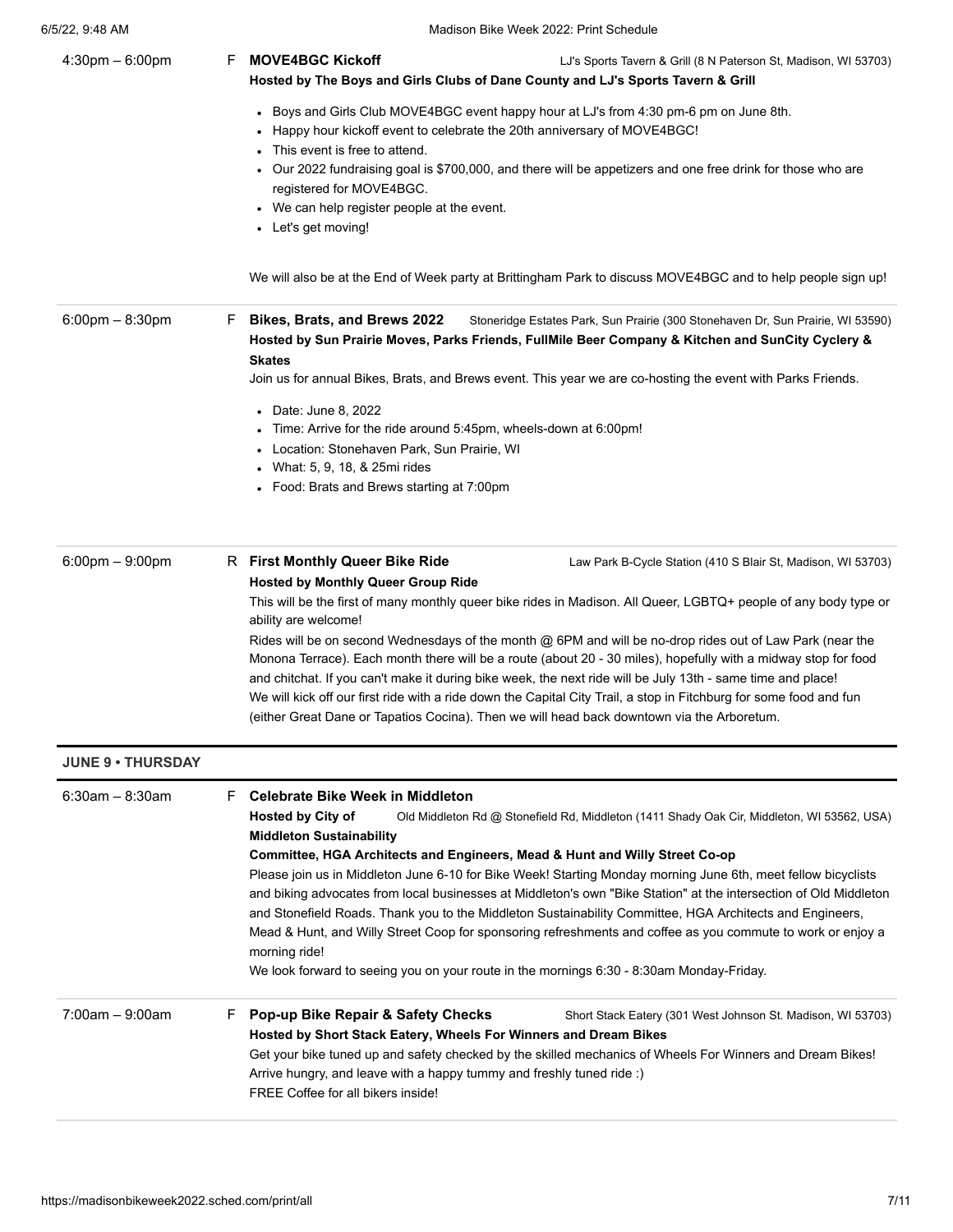**4:30pm – 6:00pm** F **MOVE4BGC Kickoff** — LJ's Sports Tavern & Grill (8 N Paterson St, Madison, WI 53703)

**Hosted by The Boys and Girls Clubs of Dane County and LJ's Sports Tavern & Grill**

- Boys and Girls Club MOVE4BGC event happy hour at LJ's from 4:30 pm-6 pm on June 8th.
- Happy hour kickoff event to celebrate the 20th anniversary of MOVE4BGC!
- This event is free to attend.
- Our 2022 fundraising goal is $700,000, and there will be appetizers and one free drink for those who are registered for MOVE4BGC.
- We can help register people at the event.
- Let's get moving!

We will also be at the End of Week party at Brittingham Park to discuss MOVE4BGC and to help people sign up!

---

**6:00pm – 8:30pm** F **Bikes, Brats, and Brews 2022** — Stoneridge Estates Park, Sun Prairie (300 Stonehaven Dr, Sun Prairie, WI 53590)

**Hosted by Sun Prairie Moves, Parks Friends, FullMile Beer Company & Kitchen and SunCity Cyclery & Skates**

Join us for annual Bikes, Brats, and Brews event. This year we are co-hosting the event with Parks Friends.

- Date: June 8, 2022
- Time: Arrive for the ride around 5:45pm, wheels-down at 6:00pm!
- Location: Stonehaven Park, Sun Prairie, WI
- What: 5, 9, 18, & 25mi rides
- Food: Brats and Brews starting at 7:00pm

---

**6:00pm – 9:00pm** R **First Monthly Queer Bike Ride** — Law Park B-Cycle Station (410 S Blair St, Madison, WI 53703)

**Hosted by Monthly Queer Group Ride**

This will be the first of many monthly queer bike rides in Madison. All Queer, LGBTQ+ people of any body type or ability are welcome!

Rides will be on second Wednesdays of the month @ 6PM and will be no-drop rides out of Law Park (near the Monona Terrace). Each month there will be a route (about 20 - 30 miles), hopefully with a midway stop for food and chitchat. If you can't make it during bike week, the next ride will be July 13th - same time and place!

We will kick off our first ride with a ride down the Capital City Trail, a stop in Fitchburg for some food and fun (either Great Dane or Tapatios Cocina). Then we will head back downtown via the Arboretum.

## JUNE 9 • THURSDAY

**6:30am – 8:30am** F **Celebrate Bike Week in Middleton** — Old Middleton Rd @ Stonefield Rd, Middleton (1411 Shady Oak Cir, Middleton, WI 53562, USA)

**Hosted by City of Middleton Sustainability Committee, HGA Architects and Engineers, Mead & Hunt and Willy Street Co-op**

Please join us in Middleton June 6-10 for Bike Week! Starting Monday morning June 6th, meet fellow bicyclists and biking advocates from local businesses at Middleton's own "Bike Station" at the intersection of Old Middleton and Stonefield Roads. Thank you to the Middleton Sustainability Committee, HGA Architects and Engineers, Mead & Hunt, and Willy Street Coop for sponsoring refreshments and coffee as you commute to work or enjoy a morning ride!

We look forward to seeing you on your route in the mornings 6:30 - 8:30am Monday-Friday.

---

**7:00am – 9:00am** F **Pop-up Bike Repair & Safety Checks** — Short Stack Eatery (301 West Johnson St. Madison, WI 53703)

**Hosted by Short Stack Eatery, Wheels For Winners and Dream Bikes**

Get your bike tuned up and safety checked by the skilled mechanics of Wheels For Winners and Dream Bikes!

Arrive hungry, and leave with a happy tummy and freshly tuned ride :)

FREE Coffee for all bikers inside!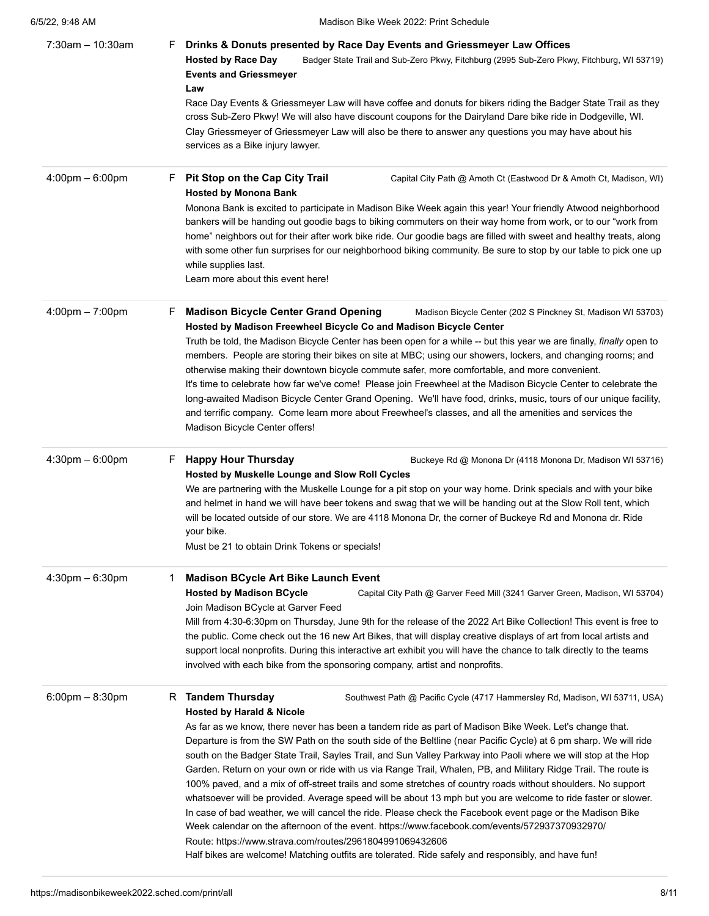7:30am – 10:30am F **Drinks & Donuts presented by Race Day Events and Griessmeyer Law Offices**

**Hosted by Race Day Events and Griessmeyer Law** — Badger State Trail and Sub-Zero Pkwy, Fitchburg (2995 Sub-Zero Pkwy, Fitchburg, WI 53719)

Race Day Events & Griessmeyer Law will have coffee and donuts for bikers riding the Badger State Trail as they cross Sub-Zero Pkwy! We will also have discount coupons for the Dairyland Dare bike ride in Dodgeville, WI.

Clay Griessmeyer of Griessmeyer Law will also be there to answer any questions you may have about his services as a Bike injury lawyer.

---

4:00pm – 6:00pm F **Pit Stop on the Cap City Trail** — Capital City Path @ Amoth Ct (Eastwood Dr & Amoth Ct, Madison, WI)

**Hosted by Monona Bank**

Monona Bank is excited to participate in Madison Bike Week again this year! Your friendly Atwood neighborhood bankers will be handing out goodie bags to biking commuters on their way home from work, or to our "work from home" neighbors out for their after work bike ride. Our goodie bags are filled with sweet and healthy treats, along with some other fun surprises for our neighborhood biking community. Be sure to stop by our table to pick one up while supplies last.

Learn more about this event here!

---

4:00pm – 7:00pm F **Madison Bicycle Center Grand Opening** — Madison Bicycle Center (202 S Pinckney St, Madison WI 53703)

**Hosted by Madison Freewheel Bicycle Co and Madison Bicycle Center**

Truth be told, the Madison Bicycle Center has been open for a while -- but this year we are finally, *finally* open to members. People are storing their bikes on site at MBC; using our showers, lockers, and changing rooms; and otherwise making their downtown bicycle commute safer, more comfortable, and more convenient.

It's time to celebrate how far we've come! Please join Freewheel at the Madison Bicycle Center to celebrate the long-awaited Madison Bicycle Center Grand Opening. We'll have food, drinks, music, tours of our unique facility, and terrific company. Come learn more about Freewheel's classes, and all the amenities and services the Madison Bicycle Center offers!

---

4:30pm – 6:00pm F **Happy Hour Thursday** — Buckeye Rd @ Monona Dr (4118 Monona Dr, Madison WI 53716)

**Hosted by Muskelle Lounge and Slow Roll Cycles**

We are partnering with the Muskelle Lounge for a pit stop on your way home. Drink specials and with your bike and helmet in hand we will have beer tokens and swag that we will be handing out at the Slow Roll tent, which will be located outside of our store. We are 4118 Monona Dr, the corner of Buckeye Rd and Monona dr. Ride your bike.

Must be 21 to obtain Drink Tokens or specials!

---

4:30pm – 6:30pm 1 **Madison BCycle Art Bike Launch Event**

**Hosted by Madison BCycle** — Capital City Path @ Garver Feed Mill (3241 Garver Green, Madison, WI 53704)

Join Madison BCycle at Garver Feed Mill from 4:30-6:30pm on Thursday, June 9th for the release of the 2022 Art Bike Collection! This event is free to the public. Come check out the 16 new Art Bikes, that will display creative displays of art from local artists and support local nonprofits. During this interactive art exhibit you will have the chance to talk directly to the teams involved with each bike from the sponsoring company, artist and nonprofits.

---

6:00pm – 8:30pm R **Tandem Thursday** — Southwest Path @ Pacific Cycle (4717 Hammersley Rd, Madison, WI 53711, USA)

**Hosted by Harald & Nicole**

As far as we know, there never has been a tandem ride as part of Madison Bike Week. Let's change that. Departure is from the SW Path on the south side of the Beltline (near Pacific Cycle) at 6 pm sharp. We will ride south on the Badger State Trail, Sayles Trail, and Sun Valley Parkway into Paoli where we will stop at the Hop Garden. Return on your own or ride with us via Range Trail, Whalen, PB, and Military Ridge Trail. The route is 100% paved, and a mix of off-street trails and some stretches of country roads without shoulders. No support whatsoever will be provided. Average speed will be about 13 mph but you are welcome to ride faster or slower. In case of bad weather, we will cancel the ride. Please check the Facebook event page or the Madison Bike Week calendar on the afternoon of the event. https://www.facebook.com/events/572937370932970/

Route: https://www.strava.com/routes/2961804991069432606

Half bikes are welcome! Matching outfits are tolerated. Ride safely and responsibly, and have fun!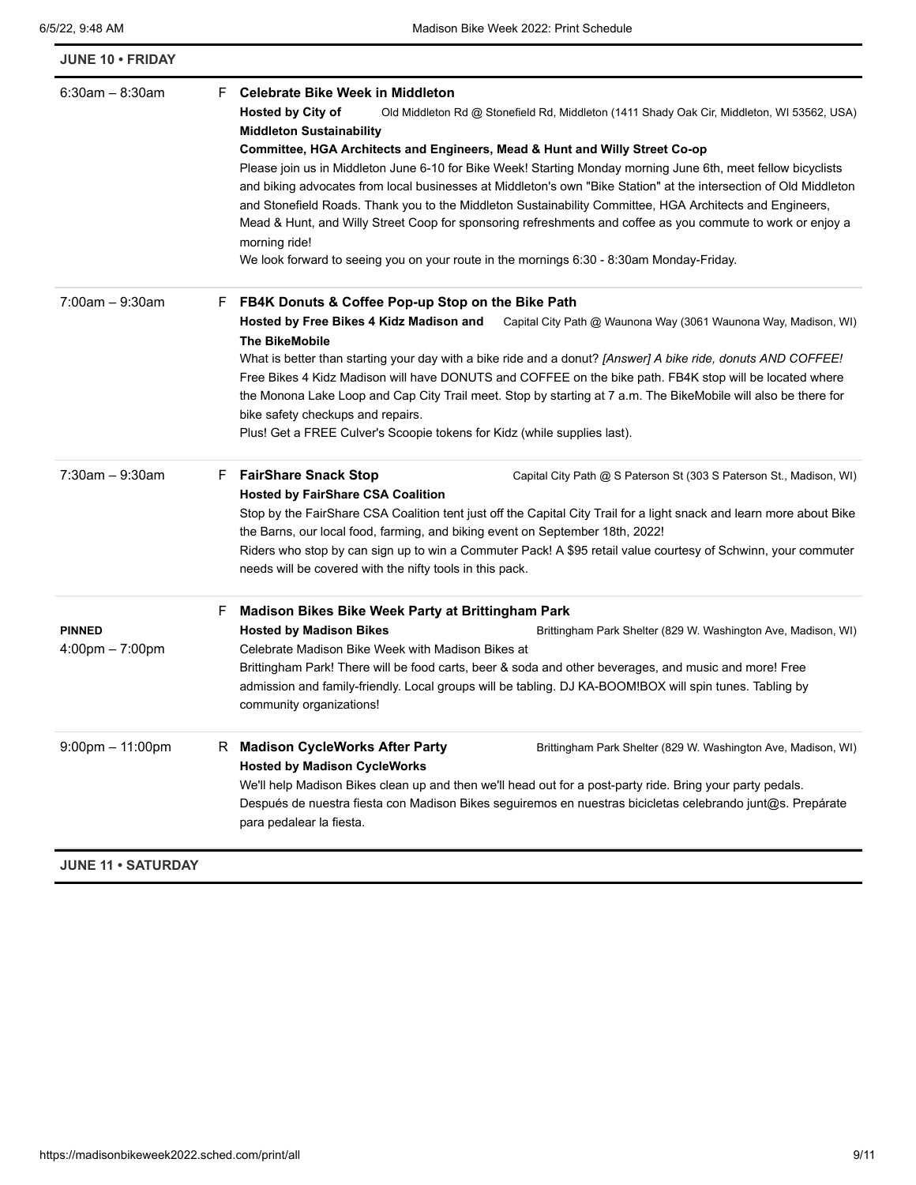## JUNE 10 • FRIDAY

**6:30am – 8:30am** F **Celebrate Bike Week in Middleton**

**Hosted by City of Middleton Sustainability Committee, HGA Architects and Engineers, Mead & Hunt and Willy Street Co-op**

Old Middleton Rd @ Stonefield Rd, Middleton (1411 Shady Oak Cir, Middleton, WI 53562, USA)

Please join us in Middleton June 6-10 for Bike Week! Starting Monday morning June 6th, meet fellow bicyclists and biking advocates from local businesses at Middleton's own "Bike Station" at the intersection of Old Middleton and Stonefield Roads. Thank you to the Middleton Sustainability Committee, HGA Architects and Engineers, Mead & Hunt, and Willy Street Coop for sponsoring refreshments and coffee as you commute to work or enjoy a morning ride!

We look forward to seeing you on your route in the mornings 6:30 - 8:30am Monday-Friday.

---

**7:00am – 9:30am** F **FB4K Donuts & Coffee Pop-up Stop on the Bike Path**

**Hosted by Free Bikes 4 Kidz Madison and The BikeMobile**

Capital City Path @ Waunona Way (3061 Waunona Way, Madison, WI)

What is better than starting your day with a bike ride and a donut? *[Answer] A bike ride, donuts AND COFFEE!* Free Bikes 4 Kidz Madison will have DONUTS and COFFEE on the bike path. FB4K stop will be located where the Monona Lake Loop and Cap City Trail meet. Stop by starting at 7 a.m. The BikeMobile will also be there for bike safety checkups and repairs.

Plus! Get a FREE Culver's Scoopie tokens for Kidz (while supplies last).

---

**7:30am – 9:30am** F **FairShare Snack Stop**

**Hosted by FairShare CSA Coalition**

Capital City Path @ S Paterson St (303 S Paterson St., Madison, WI)

Stop by the FairShare CSA Coalition tent just off the Capital City Trail for a light snack and learn more about Bike the Barns, our local food, farming, and biking event on September 18th, 2022!

Riders who stop by can sign up to win a Commuter Pack! A $95 retail value courtesy of Schwinn, your commuter needs will be covered with the nifty tools in this pack.

---

**PINNED**
**4:00pm – 7:00pm** F **Madison Bikes Bike Week Party at Brittingham Park**

**Hosted by Madison Bikes**

Brittingham Park Shelter (829 W. Washington Ave, Madison, WI)

Celebrate Madison Bike Week with Madison Bikes at
Brittingham Park! There will be food carts, beer & soda and other beverages, and music and more! Free admission and family-friendly. Local groups will be tabling. DJ KA-BOOM!BOX will spin tunes. Tabling by community organizations!

---

**9:00pm – 11:00pm** R **Madison CycleWorks After Party**

**Hosted by Madison CycleWorks**

Brittingham Park Shelter (829 W. Washington Ave, Madison, WI)

We'll help Madison Bikes clean up and then we'll head out for a post-party ride. Bring your party pedals.
Después de nuestra fiesta con Madison Bikes seguiremos en nuestras bicicletas celebrando junt@s. Prepárate para pedalear la fiesta.

## JUNE 11 • SATURDAY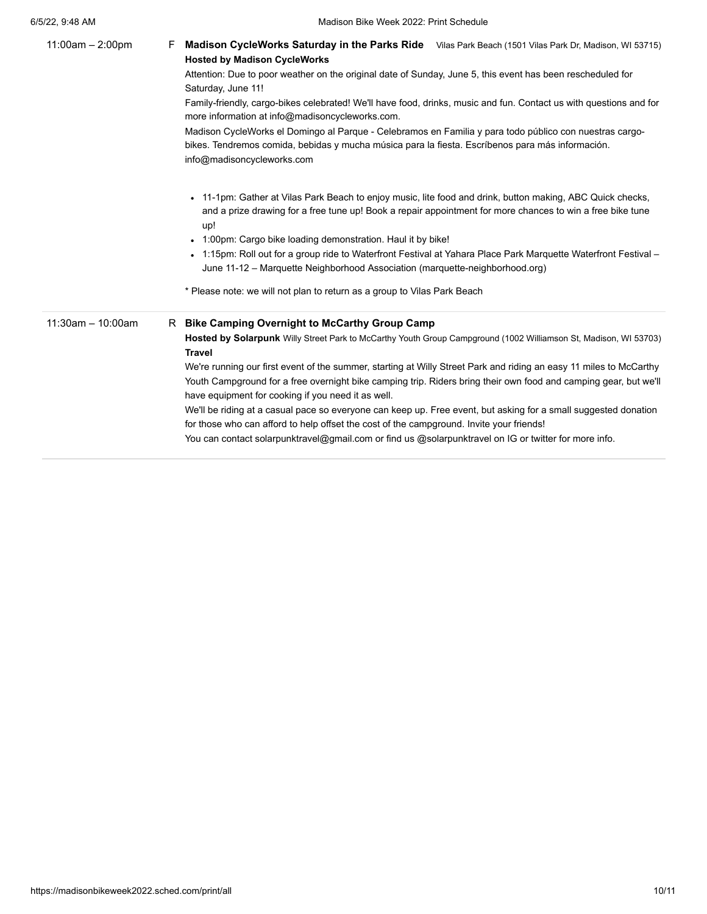11:00am – 2:00pm F **Madison CycleWorks Saturday in the Parks Ride** Vilas Park Beach (1501 Vilas Park Dr, Madison, WI 53715)

**Hosted by Madison CycleWorks**

Attention: Due to poor weather on the original date of Sunday, June 5, this event has been rescheduled for Saturday, June 11!

Family-friendly, cargo-bikes celebrated! We'll have food, drinks, music and fun. Contact us with questions and for more information at info@madisoncycleworks.com.

Madison CycleWorks el Domingo al Parque - Celebramos en Familia y para todo público con nuestras cargo-bikes. Tendremos comida, bebidas y mucha música para la fiesta. Escríbenos para más información. info@madisoncycleworks.com

- 11-1pm: Gather at Vilas Park Beach to enjoy music, lite food and drink, button making, ABC Quick checks, and a prize drawing for a free tune up! Book a repair appointment for more chances to win a free bike tune up!
- 1:00pm: Cargo bike loading demonstration. Haul it by bike!
- 1:15pm: Roll out for a group ride to Waterfront Festival at Yahara Place Park Marquette Waterfront Festival – June 11-12 – Marquette Neighborhood Association (marquette-neighborhood.org)

* Please note: we will not plan to return as a group to Vilas Park Beach

11:30am – 10:00am R **Bike Camping Overnight to McCarthy Group Camp**

**Hosted by Solarpunk Travel** Willy Street Park to McCarthy Youth Group Campground (1002 Williamson St, Madison, WI 53703)

We're running our first event of the summer, starting at Willy Street Park and riding an easy 11 miles to McCarthy Youth Campground for a free overnight bike camping trip. Riders bring their own food and camping gear, but we'll have equipment for cooking if you need it as well.

We'll be riding at a casual pace so everyone can keep up. Free event, but asking for a small suggested donation for those who can afford to help offset the cost of the campground. Invite your friends!

You can contact solarpunktravel@gmail.com or find us @solarpunktravel on IG or twitter for more info.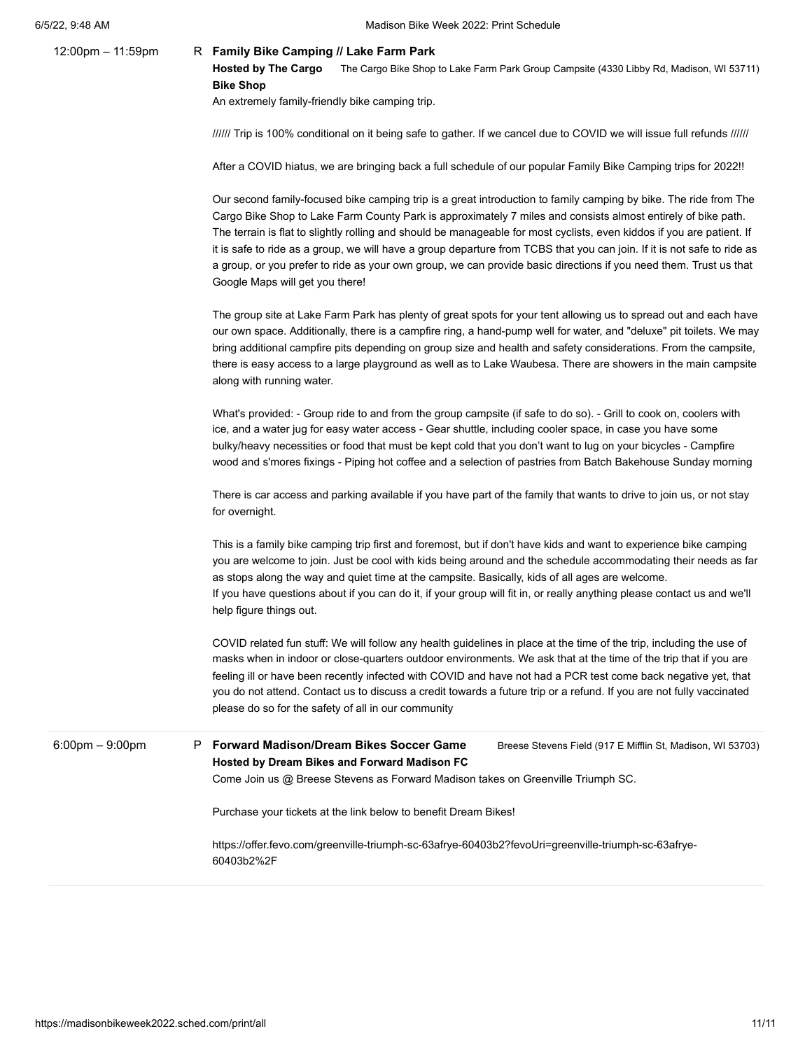12:00pm – 11:59pm R **Family Bike Camping // Lake Farm Park**

**Hosted by The Cargo Bike Shop** The Cargo Bike Shop to Lake Farm Park Group Campsite (4330 Libby Rd, Madison, WI 53711)

An extremely family-friendly bike camping trip.

////// Trip is 100% conditional on it being safe to gather. If we cancel due to COVID we will issue full refunds //////

After a COVID hiatus, we are bringing back a full schedule of our popular Family Bike Camping trips for 2022!!

Our second family-focused bike camping trip is a great introduction to family camping by bike. The ride from The Cargo Bike Shop to Lake Farm County Park is approximately 7 miles and consists almost entirely of bike path. The terrain is flat to slightly rolling and should be manageable for most cyclists, even kiddos if you are patient. If it is safe to ride as a group, we will have a group departure from TCBS that you can join. If it is not safe to ride as a group, or you prefer to ride as your own group, we can provide basic directions if you need them. Trust us that Google Maps will get you there!

The group site at Lake Farm Park has plenty of great spots for your tent allowing us to spread out and each have our own space. Additionally, there is a campfire ring, a hand-pump well for water, and "deluxe" pit toilets. We may bring additional campfire pits depending on group size and health and safety considerations. From the campsite, there is easy access to a large playground as well as to Lake Waubesa. There are showers in the main campsite along with running water.

What's provided: - Group ride to and from the group campsite (if safe to do so). - Grill to cook on, coolers with ice, and a water jug for easy water access - Gear shuttle, including cooler space, in case you have some bulky/heavy necessities or food that must be kept cold that you don't want to lug on your bicycles - Campfire wood and s'mores fixings - Piping hot coffee and a selection of pastries from Batch Bakehouse Sunday morning

There is car access and parking available if you have part of the family that wants to drive to join us, or not stay for overnight.

This is a family bike camping trip first and foremost, but if don't have kids and want to experience bike camping you are welcome to join. Just be cool with kids being around and the schedule accommodating their needs as far as stops along the way and quiet time at the campsite. Basically, kids of all ages are welcome.
If you have questions about if you can do it, if your group will fit in, or really anything please contact us and we'll help figure things out.

COVID related fun stuff: We will follow any health guidelines in place at the time of the trip, including the use of masks when in indoor or close-quarters outdoor environments. We ask that at the time of the trip that if you are feeling ill or have been recently infected with COVID and have not had a PCR test come back negative yet, that you do not attend. Contact us to discuss a credit towards a future trip or a refund. If you are not fully vaccinated please do so for the safety of all in our community

---

6:00pm – 9:00pm P **Forward Madison/Dream Bikes Soccer Game** Breese Stevens Field (917 E Mifflin St, Madison, WI 53703)

**Hosted by Dream Bikes and Forward Madison FC**

Come Join us @ Breese Stevens as Forward Madison takes on Greenville Triumph SC.

Purchase your tickets at the link below to benefit Dream Bikes!

https://offer.fevo.com/greenville-triumph-sc-63afrye-60403b2?fevoUri=greenville-triumph-sc-63afrye-60403b2%2F